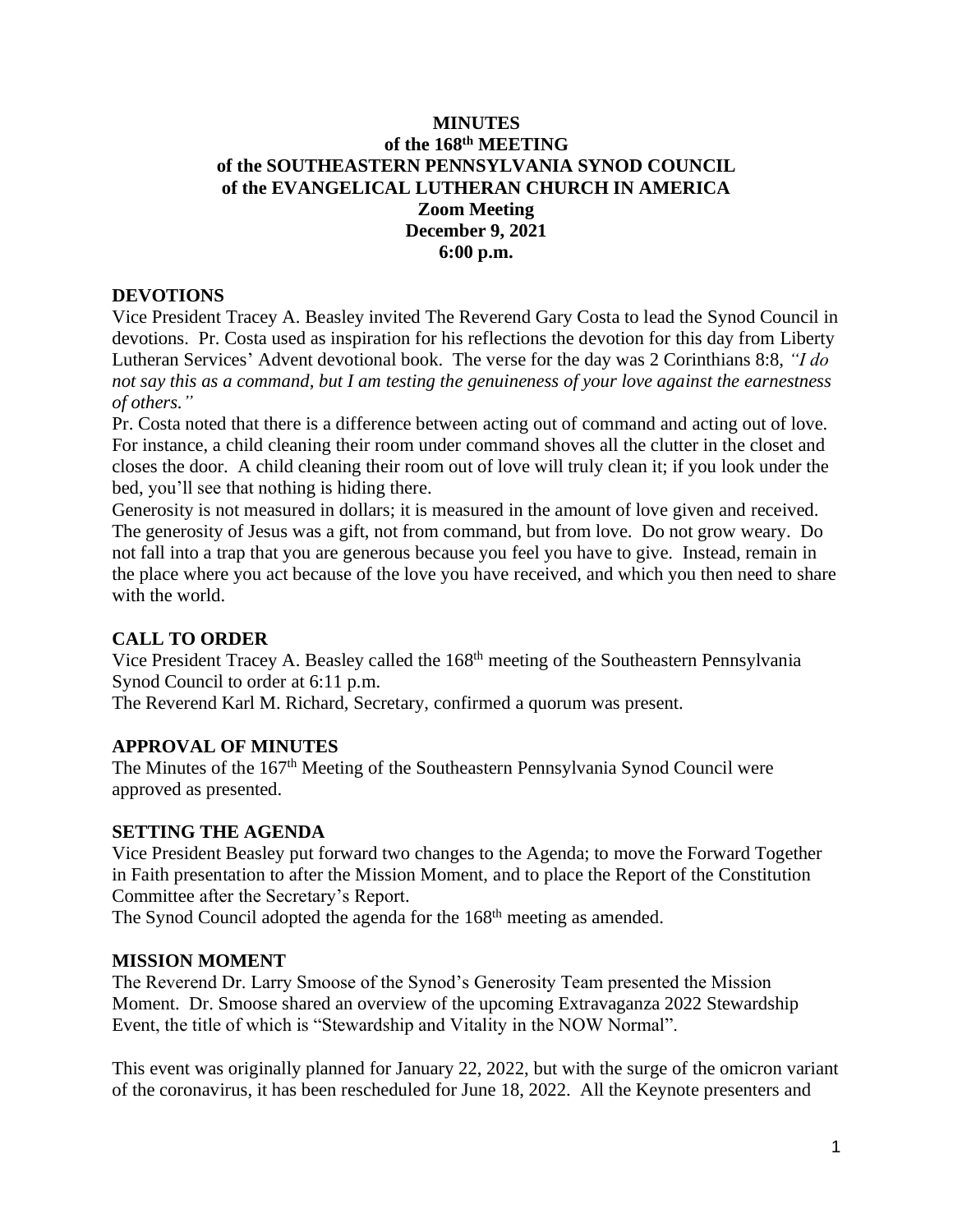**MINUTES**
**of the 168th MEETING**
**of the SOUTHEASTERN PENNSYLVANIA SYNOD COUNCIL**
**of the EVANGELICAL LUTHERAN CHURCH IN AMERICA**
**Zoom Meeting**
**December 9, 2021**
**6:00 p.m.**

## DEVOTIONS

Vice President Tracey A. Beasley invited The Reverend Gary Costa to lead the Synod Council in devotions. Pr. Costa used as inspiration for his reflections the devotion for this day from Liberty Lutheran Services' Advent devotional book. The verse for the day was 2 Corinthians 8:8, *"I do not say this as a command, but I am testing the genuineness of your love against the earnestness of others."*

Pr. Costa noted that there is a difference between acting out of command and acting out of love. For instance, a child cleaning their room under command shoves all the clutter in the closet and closes the door. A child cleaning their room out of love will truly clean it; if you look under the bed, you'll see that nothing is hiding there.

Generosity is not measured in dollars; it is measured in the amount of love given and received. The generosity of Jesus was a gift, not from command, but from love. Do not grow weary. Do not fall into a trap that you are generous because you feel you have to give. Instead, remain in the place where you act because of the love you have received, and which you then need to share with the world.

## CALL TO ORDER

Vice President Tracey A. Beasley called the 168th meeting of the Southeastern Pennsylvania Synod Council to order at 6:11 p.m.

The Reverend Karl M. Richard, Secretary, confirmed a quorum was present.

## APPROVAL OF MINUTES

The Minutes of the 167th Meeting of the Southeastern Pennsylvania Synod Council were approved as presented.

## SETTING THE AGENDA

Vice President Beasley put forward two changes to the Agenda; to move the Forward Together in Faith presentation to after the Mission Moment, and to place the Report of the Constitution Committee after the Secretary's Report.

The Synod Council adopted the agenda for the 168th meeting as amended.

## MISSION MOMENT

The Reverend Dr. Larry Smoose of the Synod's Generosity Team presented the Mission Moment. Dr. Smoose shared an overview of the upcoming Extravaganza 2022 Stewardship Event, the title of which is "Stewardship and Vitality in the NOW Normal".

This event was originally planned for January 22, 2022, but with the surge of the omicron variant of the coronavirus, it has been rescheduled for June 18, 2022. All the Keynote presenters and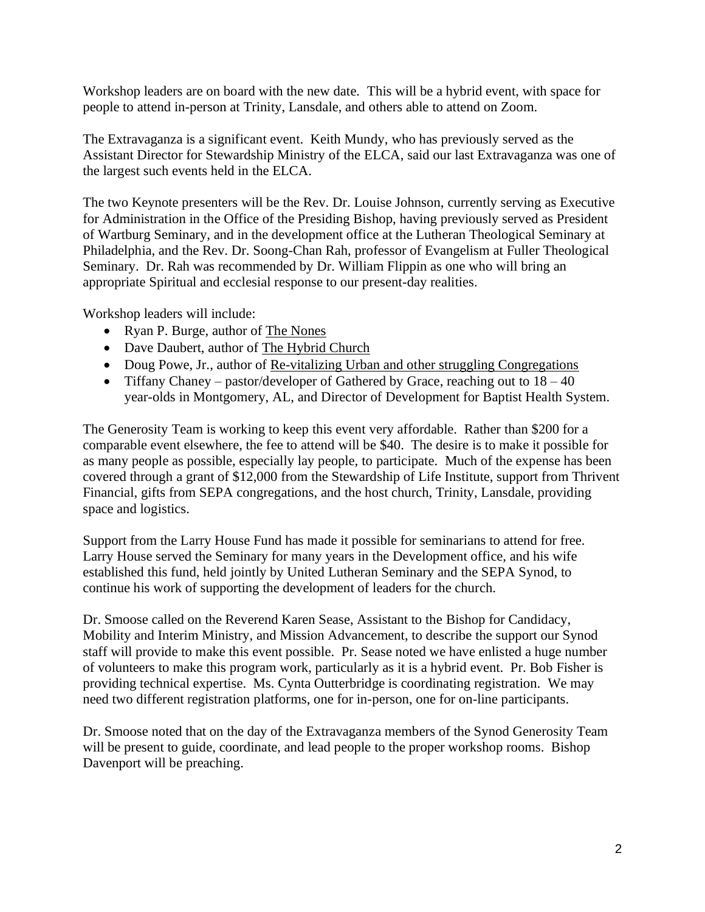Workshop leaders are on board with the new date. This will be a hybrid event, with space for people to attend in-person at Trinity, Lansdale, and others able to attend on Zoom.

The Extravaganza is a significant event. Keith Mundy, who has previously served as the Assistant Director for Stewardship Ministry of the ELCA, said our last Extravaganza was one of the largest such events held in the ELCA.

The two Keynote presenters will be the Rev. Dr. Louise Johnson, currently serving as Executive for Administration in the Office of the Presiding Bishop, having previously served as President of Wartburg Seminary, and in the development office at the Lutheran Theological Seminary at Philadelphia, and the Rev. Dr. Soong-Chan Rah, professor of Evangelism at Fuller Theological Seminary. Dr. Rah was recommended by Dr. William Flippin as one who will bring an appropriate Spiritual and ecclesial response to our present-day realities.

Workshop leaders will include:

- Ryan P. Burge, author of The Nones
- Dave Daubert, author of The Hybrid Church
- Doug Powe, Jr., author of Re-vitalizing Urban and other struggling Congregations
- Tiffany Chaney – pastor/developer of Gathered by Grace, reaching out to 18 – 40 year-olds in Montgomery, AL, and Director of Development for Baptist Health System.

The Generosity Team is working to keep this event very affordable. Rather than $200 for a comparable event elsewhere, the fee to attend will be $40. The desire is to make it possible for as many people as possible, especially lay people, to participate. Much of the expense has been covered through a grant of $12,000 from the Stewardship of Life Institute, support from Thrivent Financial, gifts from SEPA congregations, and the host church, Trinity, Lansdale, providing space and logistics.

Support from the Larry House Fund has made it possible for seminarians to attend for free. Larry House served the Seminary for many years in the Development office, and his wife established this fund, held jointly by United Lutheran Seminary and the SEPA Synod, to continue his work of supporting the development of leaders for the church.

Dr. Smoose called on the Reverend Karen Sease, Assistant to the Bishop for Candidacy, Mobility and Interim Ministry, and Mission Advancement, to describe the support our Synod staff will provide to make this event possible. Pr. Sease noted we have enlisted a huge number of volunteers to make this program work, particularly as it is a hybrid event. Pr. Bob Fisher is providing technical expertise. Ms. Cynta Outterbridge is coordinating registration. We may need two different registration platforms, one for in-person, one for on-line participants.

Dr. Smoose noted that on the day of the Extravaganza members of the Synod Generosity Team will be present to guide, coordinate, and lead people to the proper workshop rooms. Bishop Davenport will be preaching.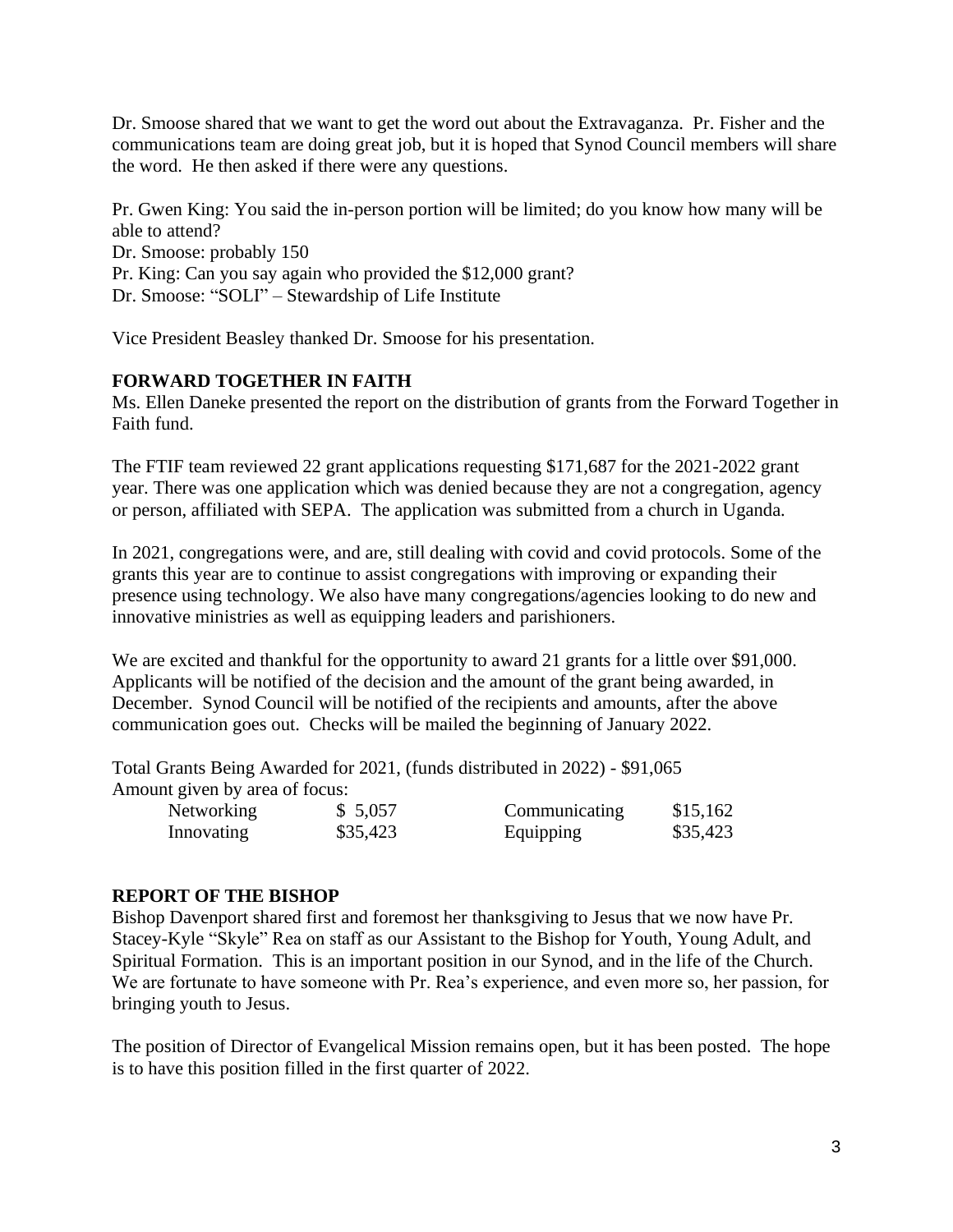Dr. Smoose shared that we want to get the word out about the Extravaganza. Pr. Fisher and the communications team are doing great job, but it is hoped that Synod Council members will share the word. He then asked if there were any questions.

Pr. Gwen King: You said the in-person portion will be limited; do you know how many will be able to attend?
Dr. Smoose: probably 150
Pr. King: Can you say again who provided the $12,000 grant?
Dr. Smoose: "SOLI" – Stewardship of Life Institute

Vice President Beasley thanked Dr. Smoose for his presentation.

## FORWARD TOGETHER IN FAITH

Ms. Ellen Daneke presented the report on the distribution of grants from the Forward Together in Faith fund.

The FTIF team reviewed 22 grant applications requesting $171,687 for the 2021-2022 grant year. There was one application which was denied because they are not a congregation, agency or person, affiliated with SEPA. The application was submitted from a church in Uganda.

In 2021, congregations were, and are, still dealing with covid and covid protocols. Some of the grants this year are to continue to assist congregations with improving or expanding their presence using technology. We also have many congregations/agencies looking to do new and innovative ministries as well as equipping leaders and parishioners.

We are excited and thankful for the opportunity to award 21 grants for a little over $91,000. Applicants will be notified of the decision and the amount of the grant being awarded, in December. Synod Council will be notified of the recipients and amounts, after the above communication goes out. Checks will be mailed the beginning of January 2022.

Total Grants Being Awarded for 2021, (funds distributed in 2022) - $91,065
Amount given by area of focus:

| | | | |
|---|---|---|---|
| Networking | $ 5,057 | Communicating | $15,162 |
| Innovating | $35,423 | Equipping | $35,423 |

## REPORT OF THE BISHOP

Bishop Davenport shared first and foremost her thanksgiving to Jesus that we now have Pr. Stacey-Kyle "Skyle" Rea on staff as our Assistant to the Bishop for Youth, Young Adult, and Spiritual Formation. This is an important position in our Synod, and in the life of the Church. We are fortunate to have someone with Pr. Rea's experience, and even more so, her passion, for bringing youth to Jesus.

The position of Director of Evangelical Mission remains open, but it has been posted. The hope is to have this position filled in the first quarter of 2022.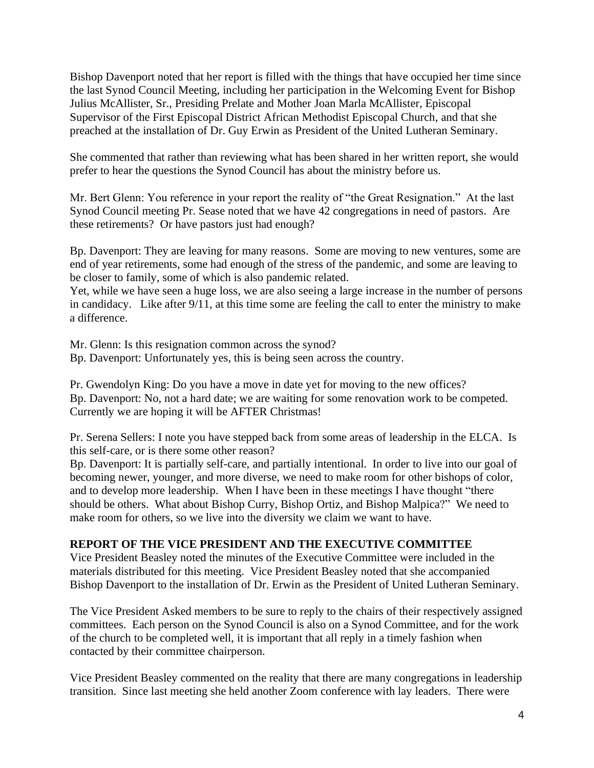Bishop Davenport noted that her report is filled with the things that have occupied her time since the last Synod Council Meeting, including her participation in the Welcoming Event for Bishop Julius McAllister, Sr., Presiding Prelate and Mother Joan Marla McAllister, Episcopal Supervisor of the First Episcopal District African Methodist Episcopal Church, and that she preached at the installation of Dr. Guy Erwin as President of the United Lutheran Seminary.

She commented that rather than reviewing what has been shared in her written report, she would prefer to hear the questions the Synod Council has about the ministry before us.

Mr. Bert Glenn: You reference in your report the reality of "the Great Resignation." At the last Synod Council meeting Pr. Sease noted that we have 42 congregations in need of pastors. Are these retirements? Or have pastors just had enough?

Bp. Davenport: They are leaving for many reasons. Some are moving to new ventures, some are end of year retirements, some had enough of the stress of the pandemic, and some are leaving to be closer to family, some of which is also pandemic related.
Yet, while we have seen a huge loss, we are also seeing a large increase in the number of persons in candidacy. Like after 9/11, at this time some are feeling the call to enter the ministry to make a difference.

Mr. Glenn: Is this resignation common across the synod?
Bp. Davenport: Unfortunately yes, this is being seen across the country.

Pr. Gwendolyn King: Do you have a move in date yet for moving to the new offices?
Bp. Davenport: No, not a hard date; we are waiting for some renovation work to be competed. Currently we are hoping it will be AFTER Christmas!

Pr. Serena Sellers: I note you have stepped back from some areas of leadership in the ELCA. Is this self-care, or is there some other reason?
Bp. Davenport: It is partially self-care, and partially intentional. In order to live into our goal of becoming newer, younger, and more diverse, we need to make room for other bishops of color, and to develop more leadership. When I have been in these meetings I have thought "there should be others. What about Bishop Curry, Bishop Ortiz, and Bishop Malpica?" We need to make room for others, so we live into the diversity we claim we want to have.

**REPORT OF THE VICE PRESIDENT AND THE EXECUTIVE COMMITTEE**

Vice President Beasley noted the minutes of the Executive Committee were included in the materials distributed for this meeting. Vice President Beasley noted that she accompanied Bishop Davenport to the installation of Dr. Erwin as the President of United Lutheran Seminary.

The Vice President Asked members to be sure to reply to the chairs of their respectively assigned committees. Each person on the Synod Council is also on a Synod Committee, and for the work of the church to be completed well, it is important that all reply in a timely fashion when contacted by their committee chairperson.

Vice President Beasley commented on the reality that there are many congregations in leadership transition. Since last meeting she held another Zoom conference with lay leaders. There were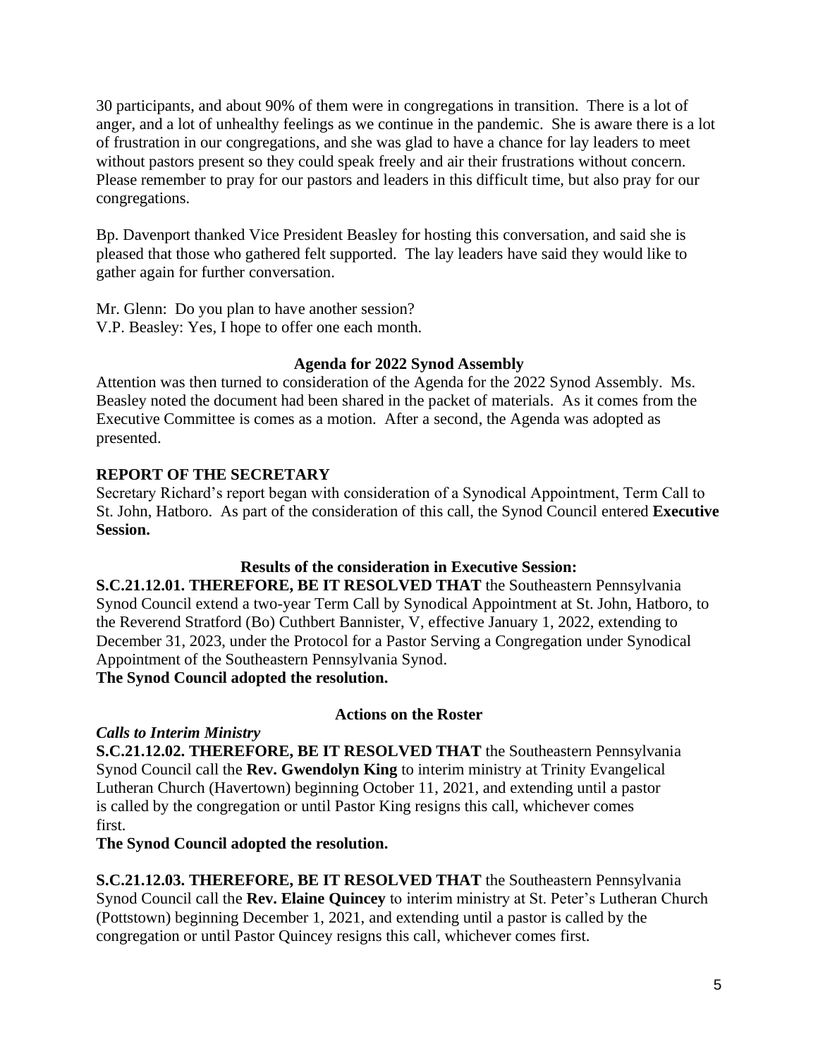30 participants, and about 90% of them were in congregations in transition. There is a lot of anger, and a lot of unhealthy feelings as we continue in the pandemic. She is aware there is a lot of frustration in our congregations, and she was glad to have a chance for lay leaders to meet without pastors present so they could speak freely and air their frustrations without concern. Please remember to pray for our pastors and leaders in this difficult time, but also pray for our congregations.

Bp. Davenport thanked Vice President Beasley for hosting this conversation, and said she is pleased that those who gathered felt supported. The lay leaders have said they would like to gather again for further conversation.

Mr. Glenn: Do you plan to have another session?
V.P. Beasley: Yes, I hope to offer one each month.

**Agenda for 2022 Synod Assembly**

Attention was then turned to consideration of the Agenda for the 2022 Synod Assembly. Ms. Beasley noted the document had been shared in the packet of materials. As it comes from the Executive Committee is comes as a motion. After a second, the Agenda was adopted as presented.

## REPORT OF THE SECRETARY

Secretary Richard's report began with consideration of a Synodical Appointment, Term Call to St. John, Hatboro. As part of the consideration of this call, the Synod Council entered **Executive Session.**

**Results of the consideration in Executive Session:**

**S.C.21.12.01. THEREFORE, BE IT RESOLVED THAT** the Southeastern Pennsylvania Synod Council extend a two-year Term Call by Synodical Appointment at St. John, Hatboro, to the Reverend Stratford (Bo) Cuthbert Bannister, V, effective January 1, 2022, extending to December 31, 2023, under the Protocol for a Pastor Serving a Congregation under Synodical Appointment of the Southeastern Pennsylvania Synod.
**The Synod Council adopted the resolution.**

**Actions on the Roster**

***Calls to Interim Ministry***

**S.C.21.12.02. THEREFORE, BE IT RESOLVED THAT** the Southeastern Pennsylvania Synod Council call the **Rev. Gwendolyn King** to interim ministry at Trinity Evangelical Lutheran Church (Havertown) beginning October 11, 2021, and extending until a pastor is called by the congregation or until Pastor King resigns this call, whichever comes first.
**The Synod Council adopted the resolution.**

**S.C.21.12.03. THEREFORE, BE IT RESOLVED THAT** the Southeastern Pennsylvania Synod Council call the **Rev. Elaine Quincey** to interim ministry at St. Peter's Lutheran Church (Pottstown) beginning December 1, 2021, and extending until a pastor is called by the congregation or until Pastor Quincey resigns this call, whichever comes first.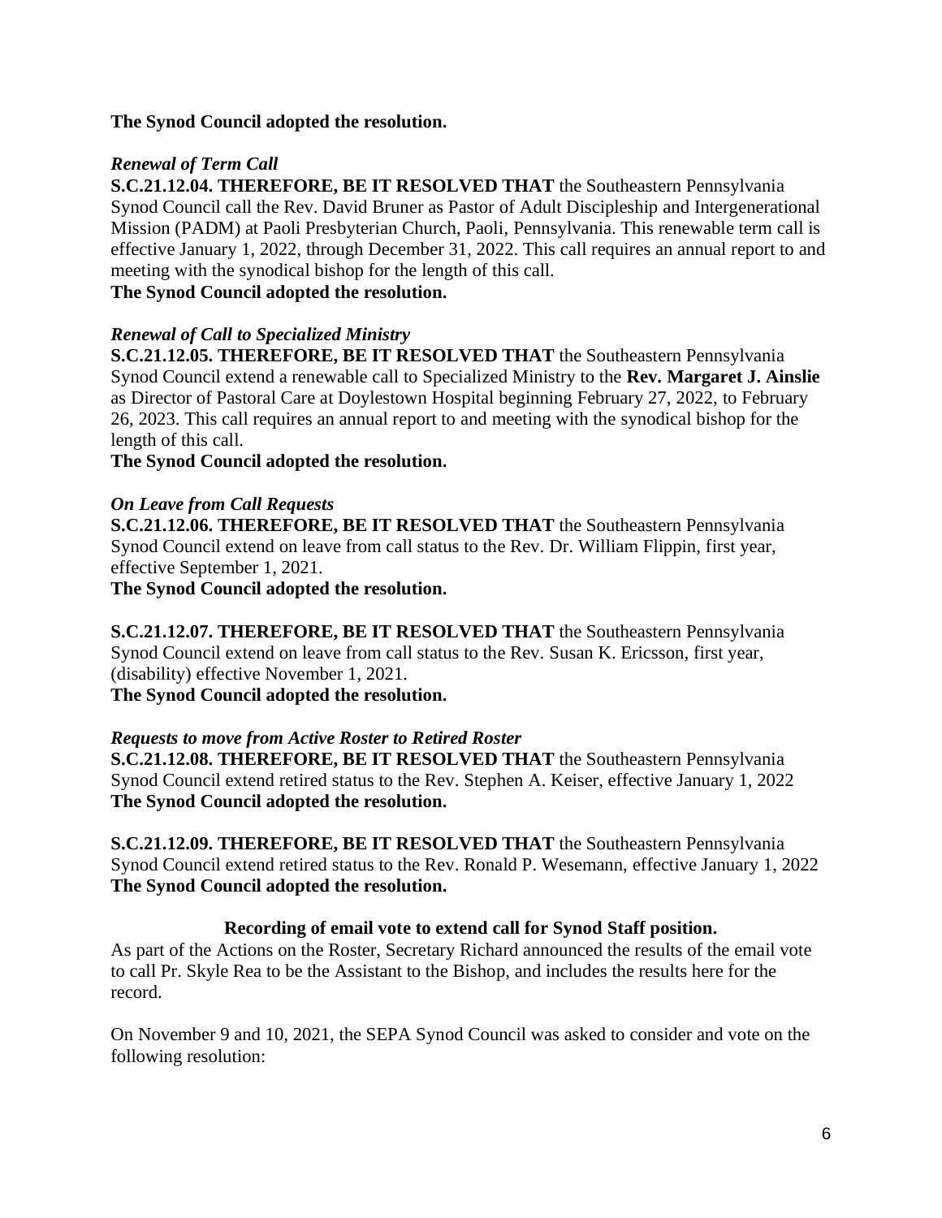**The Synod Council adopted the resolution.**

*Renewal of Term Call*

**S.C.21.12.04. THEREFORE, BE IT RESOLVED THAT** the Southeastern Pennsylvania Synod Council call the Rev. David Bruner as Pastor of Adult Discipleship and Intergenerational Mission (PADM) at Paoli Presbyterian Church, Paoli, Pennsylvania. This renewable term call is effective January 1, 2022, through December 31, 2022. This call requires an annual report to and meeting with the synodical bishop for the length of this call.
**The Synod Council adopted the resolution.**

*Renewal of Call to Specialized Ministry*

**S.C.21.12.05. THEREFORE, BE IT RESOLVED THAT** the Southeastern Pennsylvania Synod Council extend a renewable call to Specialized Ministry to the **Rev. Margaret J. Ainslie** as Director of Pastoral Care at Doylestown Hospital beginning February 27, 2022, to February 26, 2023. This call requires an annual report to and meeting with the synodical bishop for the length of this call.
**The Synod Council adopted the resolution.**

*On Leave from Call Requests*

**S.C.21.12.06. THEREFORE, BE IT RESOLVED THAT** the Southeastern Pennsylvania Synod Council extend on leave from call status to the Rev. Dr. William Flippin, first year, effective September 1, 2021.
**The Synod Council adopted the resolution.**

**S.C.21.12.07. THEREFORE, BE IT RESOLVED THAT** the Southeastern Pennsylvania Synod Council extend on leave from call status to the Rev. Susan K. Ericsson, first year, (disability) effective November 1, 2021.
**The Synod Council adopted the resolution.**

*Requests to move from Active Roster to Retired Roster*

**S.C.21.12.08. THEREFORE, BE IT RESOLVED THAT** the Southeastern Pennsylvania Synod Council extend retired status to the Rev. Stephen A. Keiser, effective January 1, 2022
**The Synod Council adopted the resolution.**

**S.C.21.12.09. THEREFORE, BE IT RESOLVED THAT** the Southeastern Pennsylvania Synod Council extend retired status to the Rev. Ronald P. Wesemann, effective January 1, 2022
**The Synod Council adopted the resolution.**

**Recording of email vote to extend call for Synod Staff position.**

As part of the Actions on the Roster, Secretary Richard announced the results of the email vote to call Pr. Skyle Rea to be the Assistant to the Bishop, and includes the results here for the record.

On November 9 and 10, 2021, the SEPA Synod Council was asked to consider and vote on the following resolution: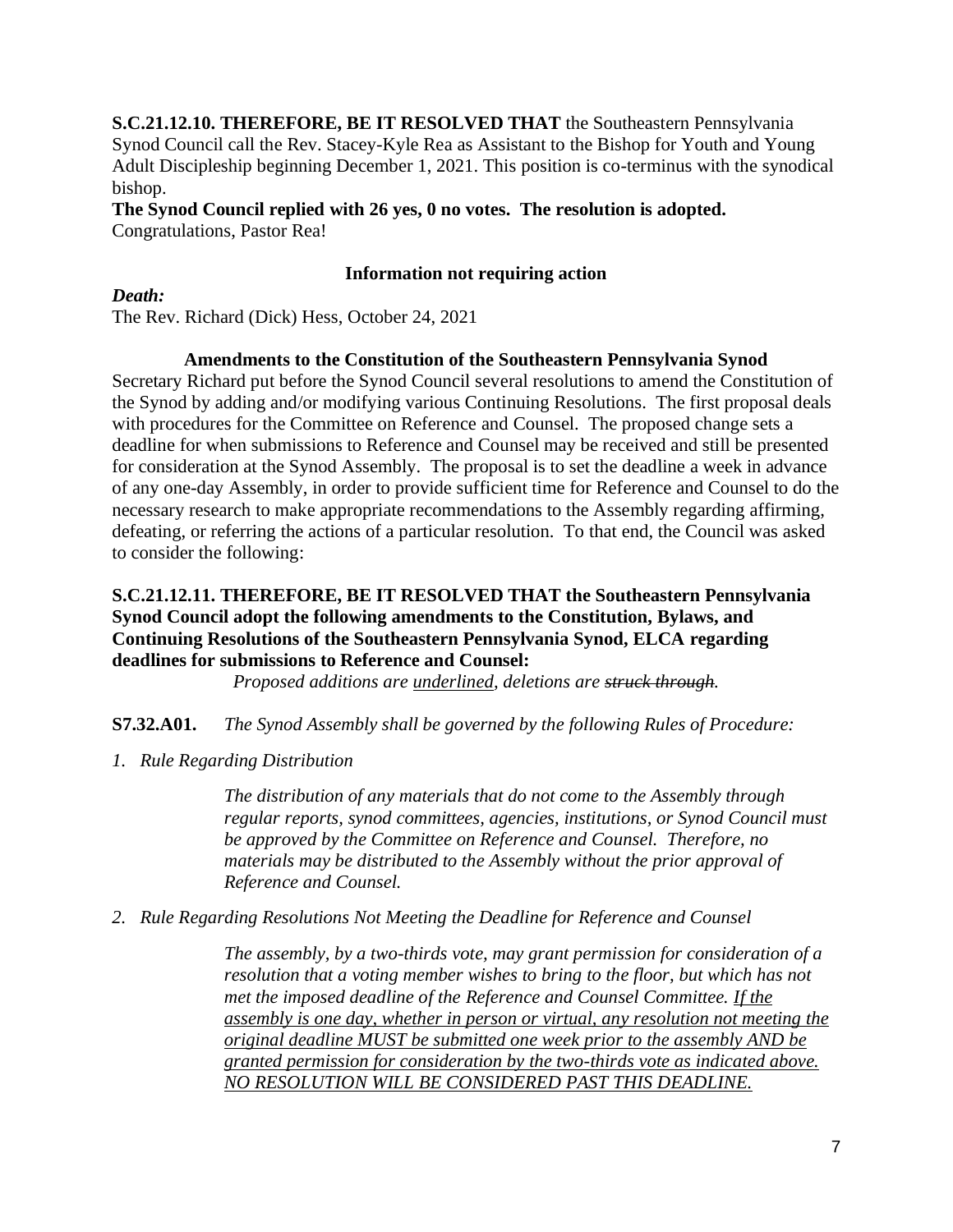**S.C.21.12.10. THEREFORE, BE IT RESOLVED THAT** the Southeastern Pennsylvania Synod Council call the Rev. Stacey-Kyle Rea as Assistant to the Bishop for Youth and Young Adult Discipleship beginning December 1, 2021. This position is co-terminus with the synodical bishop.

**The Synod Council replied with 26 yes, 0 no votes. The resolution is adopted.**
Congratulations, Pastor Rea!

**Information not requiring action**

***Death:***
The Rev. Richard (Dick) Hess, October 24, 2021

**Amendments to the Constitution of the Southeastern Pennsylvania Synod**

Secretary Richard put before the Synod Council several resolutions to amend the Constitution of the Synod by adding and/or modifying various Continuing Resolutions. The first proposal deals with procedures for the Committee on Reference and Counsel. The proposed change sets a deadline for when submissions to Reference and Counsel may be received and still be presented for consideration at the Synod Assembly. The proposal is to set the deadline a week in advance of any one-day Assembly, in order to provide sufficient time for Reference and Counsel to do the necessary research to make appropriate recommendations to the Assembly regarding affirming, defeating, or referring the actions of a particular resolution. To that end, the Council was asked to consider the following:

**S.C.21.12.11. THEREFORE, BE IT RESOLVED THAT the Southeastern Pennsylvania Synod Council adopt the following amendments to the Constitution, Bylaws, and Continuing Resolutions of the Southeastern Pennsylvania Synod, ELCA regarding deadlines for submissions to Reference and Counsel:**

*Proposed additions are <u>underlined</u>, deletions are ~~struck through~~.*

**S7.32.A01.** *The Synod Assembly shall be governed by the following Rules of Procedure:*

*1. Rule Regarding Distribution*

*The distribution of any materials that do not come to the Assembly through regular reports, synod committees, agencies, institutions, or Synod Council must be approved by the Committee on Reference and Counsel. Therefore, no materials may be distributed to the Assembly without the prior approval of Reference and Counsel.*

*2. Rule Regarding Resolutions Not Meeting the Deadline for Reference and Counsel*

*The assembly, by a two-thirds vote, may grant permission for consideration of a resolution that a voting member wishes to bring to the floor, but which has not met the imposed deadline of the Reference and Counsel Committee. <u>If the assembly is one day, whether in person or virtual, any resolution not meeting the original deadline MUST be submitted one week prior to the assembly AND be granted permission for consideration by the two-thirds vote as indicated above. NO RESOLUTION WILL BE CONSIDERED PAST THIS DEADLINE.</u>*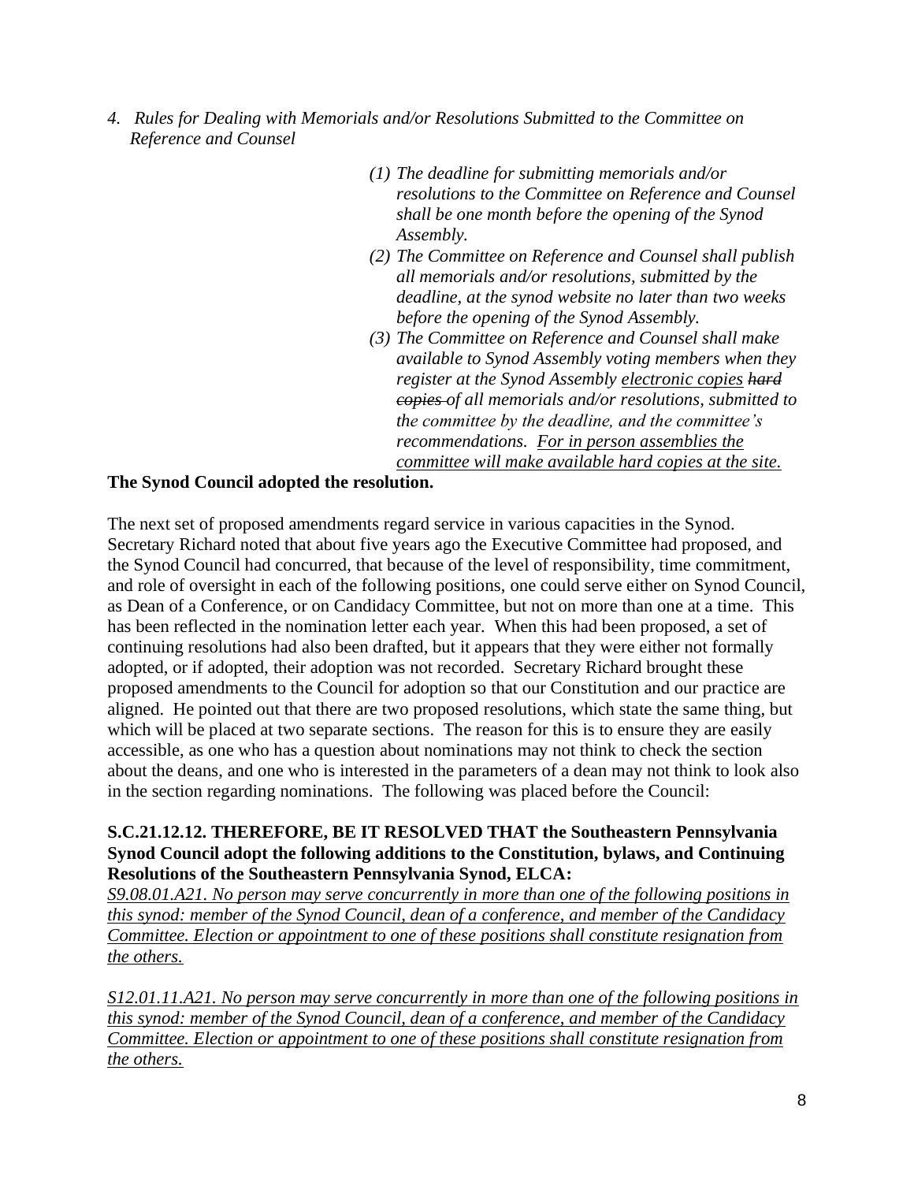*4. Rules for Dealing with Memorials and/or Resolutions Submitted to the Committee on Reference and Counsel*

*(1) The deadline for submitting memorials and/or resolutions to the Committee on Reference and Counsel shall be one month before the opening of the Synod Assembly.*

*(2) The Committee on Reference and Counsel shall publish all memorials and/or resolutions, submitted by the deadline, at the synod website no later than two weeks before the opening of the Synod Assembly.*

*(3) The Committee on Reference and Counsel shall make available to Synod Assembly voting members when they register at the Synod Assembly <u>electronic copies</u> ~~hard copies~~ of all memorials and/or resolutions, submitted to the committee by the deadline, and the committee's recommendations. <u>For in person assemblies the committee will make available hard copies at the site.</u>*

**The Synod Council adopted the resolution.**

The next set of proposed amendments regard service in various capacities in the Synod. Secretary Richard noted that about five years ago the Executive Committee had proposed, and the Synod Council had concurred, that because of the level of responsibility, time commitment, and role of oversight in each of the following positions, one could serve either on Synod Council, as Dean of a Conference, or on Candidacy Committee, but not on more than one at a time. This has been reflected in the nomination letter each year. When this had been proposed, a set of continuing resolutions had also been drafted, but it appears that they were either not formally adopted, or if adopted, their adoption was not recorded. Secretary Richard brought these proposed amendments to the Council for adoption so that our Constitution and our practice are aligned. He pointed out that there are two proposed resolutions, which state the same thing, but which will be placed at two separate sections. The reason for this is to ensure they are easily accessible, as one who has a question about nominations may not think to check the section about the deans, and one who is interested in the parameters of a dean may not think to look also in the section regarding nominations. The following was placed before the Council:

**S.C.21.12.12. THEREFORE, BE IT RESOLVED THAT the Southeastern Pennsylvania Synod Council adopt the following additions to the Constitution, bylaws, and Continuing Resolutions of the Southeastern Pennsylvania Synod, ELCA:**

*<u>S9.08.01.A21. No person may serve concurrently in more than one of the following positions in this synod: member of the Synod Council, dean of a conference, and member of the Candidacy Committee. Election or appointment to one of these positions shall constitute resignation from the others.</u>*

*<u>S12.01.11.A21. No person may serve concurrently in more than one of the following positions in this synod: member of the Synod Council, dean of a conference, and member of the Candidacy Committee. Election or appointment to one of these positions shall constitute resignation from the others.</u>*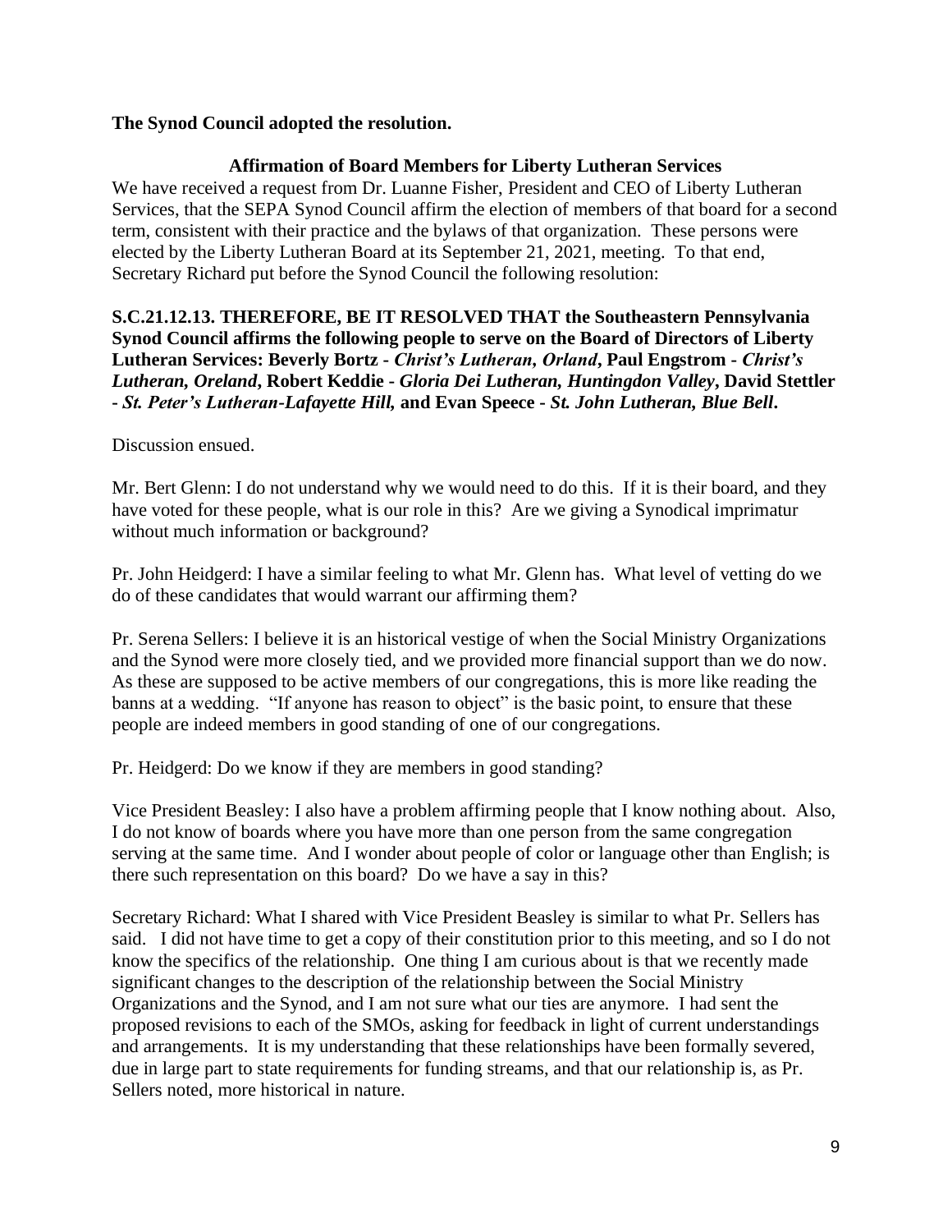**The Synod Council adopted the resolution.**

### Affirmation of Board Members for Liberty Lutheran Services

We have received a request from Dr. Luanne Fisher, President and CEO of Liberty Lutheran Services, that the SEPA Synod Council affirm the election of members of that board for a second term, consistent with their practice and the bylaws of that organization. These persons were elected by the Liberty Lutheran Board at its September 21, 2021, meeting. To that end, Secretary Richard put before the Synod Council the following resolution:

**S.C.21.12.13. THEREFORE, BE IT RESOLVED THAT the Southeastern Pennsylvania Synod Council affirms the following people to serve on the Board of Directors of Liberty Lutheran Services: Beverly Bortz -** ***Christ's Lutheran, Orland*****, Paul Engstrom -** ***Christ's Lutheran, Oreland*****, Robert Keddie -** ***Gloria Dei Lutheran, Huntingdon Valley*****, David Stettler -** ***St. Peter's Lutheran-Lafayette Hill,*** **and Evan Speece -** ***St. John Lutheran, Blue Bell*****.**

Discussion ensued.

Mr. Bert Glenn: I do not understand why we would need to do this. If it is their board, and they have voted for these people, what is our role in this? Are we giving a Synodical imprimatur without much information or background?

Pr. John Heidgerd: I have a similar feeling to what Mr. Glenn has. What level of vetting do we do of these candidates that would warrant our affirming them?

Pr. Serena Sellers: I believe it is an historical vestige of when the Social Ministry Organizations and the Synod were more closely tied, and we provided more financial support than we do now. As these are supposed to be active members of our congregations, this is more like reading the banns at a wedding. "If anyone has reason to object" is the basic point, to ensure that these people are indeed members in good standing of one of our congregations.

Pr. Heidgerd: Do we know if they are members in good standing?

Vice President Beasley: I also have a problem affirming people that I know nothing about. Also, I do not know of boards where you have more than one person from the same congregation serving at the same time. And I wonder about people of color or language other than English; is there such representation on this board? Do we have a say in this?

Secretary Richard: What I shared with Vice President Beasley is similar to what Pr. Sellers has said. I did not have time to get a copy of their constitution prior to this meeting, and so I do not know the specifics of the relationship. One thing I am curious about is that we recently made significant changes to the description of the relationship between the Social Ministry Organizations and the Synod, and I am not sure what our ties are anymore. I had sent the proposed revisions to each of the SMOs, asking for feedback in light of current understandings and arrangements. It is my understanding that these relationships have been formally severed, due in large part to state requirements for funding streams, and that our relationship is, as Pr. Sellers noted, more historical in nature.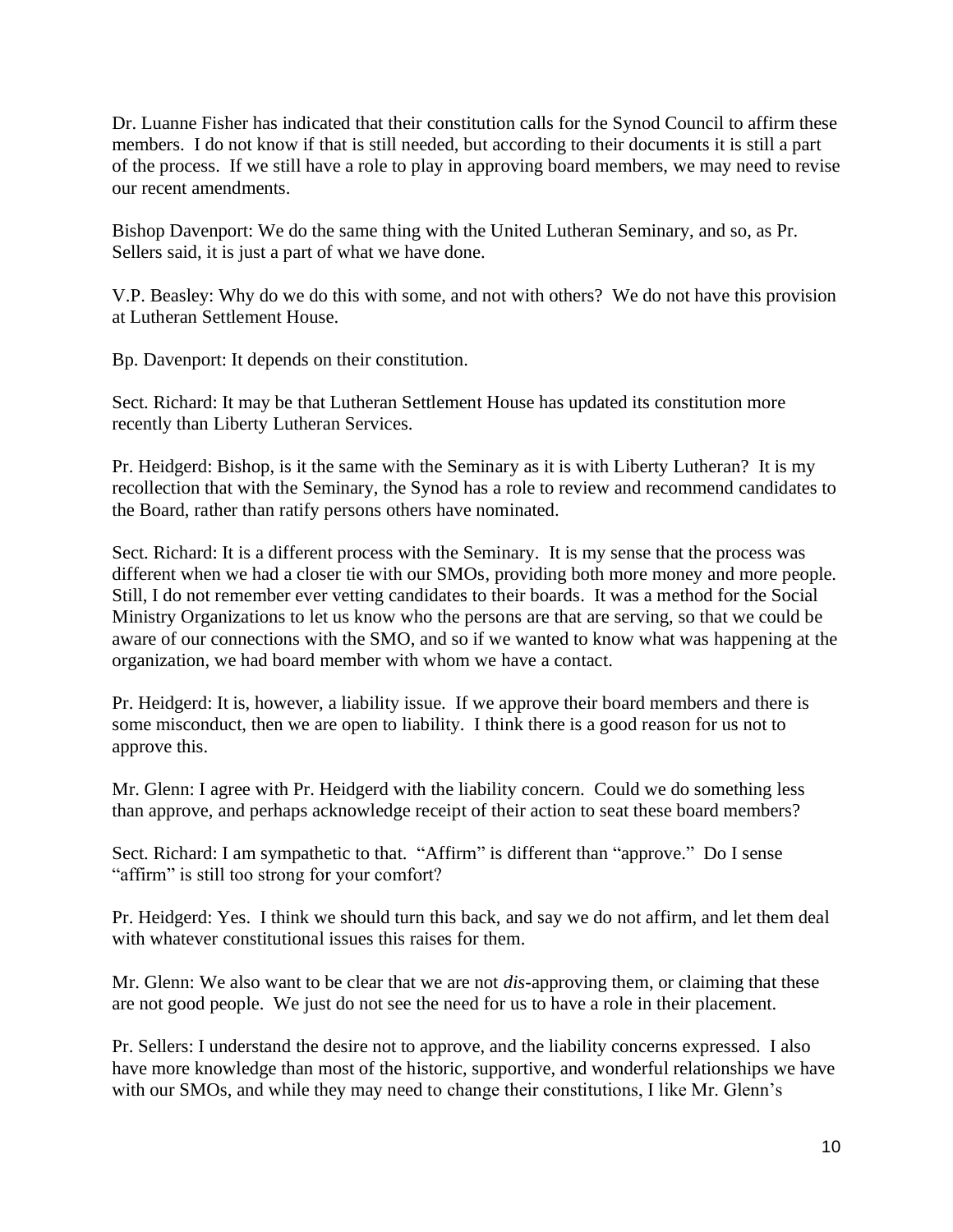Dr. Luanne Fisher has indicated that their constitution calls for the Synod Council to affirm these members. I do not know if that is still needed, but according to their documents it is still a part of the process. If we still have a role to play in approving board members, we may need to revise our recent amendments.

Bishop Davenport: We do the same thing with the United Lutheran Seminary, and so, as Pr. Sellers said, it is just a part of what we have done.

V.P. Beasley: Why do we do this with some, and not with others? We do not have this provision at Lutheran Settlement House.

Bp. Davenport: It depends on their constitution.

Sect. Richard: It may be that Lutheran Settlement House has updated its constitution more recently than Liberty Lutheran Services.

Pr. Heidgerd: Bishop, is it the same with the Seminary as it is with Liberty Lutheran? It is my recollection that with the Seminary, the Synod has a role to review and recommend candidates to the Board, rather than ratify persons others have nominated.

Sect. Richard: It is a different process with the Seminary. It is my sense that the process was different when we had a closer tie with our SMOs, providing both more money and more people. Still, I do not remember ever vetting candidates to their boards. It was a method for the Social Ministry Organizations to let us know who the persons are that are serving, so that we could be aware of our connections with the SMO, and so if we wanted to know what was happening at the organization, we had board member with whom we have a contact.

Pr. Heidgerd: It is, however, a liability issue. If we approve their board members and there is some misconduct, then we are open to liability. I think there is a good reason for us not to approve this.

Mr. Glenn: I agree with Pr. Heidgerd with the liability concern. Could we do something less than approve, and perhaps acknowledge receipt of their action to seat these board members?

Sect. Richard: I am sympathetic to that. "Affirm" is different than "approve." Do I sense "affirm" is still too strong for your comfort?

Pr. Heidgerd: Yes. I think we should turn this back, and say we do not affirm, and let them deal with whatever constitutional issues this raises for them.

Mr. Glenn: We also want to be clear that we are not *dis*-approving them, or claiming that these are not good people. We just do not see the need for us to have a role in their placement.

Pr. Sellers: I understand the desire not to approve, and the liability concerns expressed. I also have more knowledge than most of the historic, supportive, and wonderful relationships we have with our SMOs, and while they may need to change their constitutions, I like Mr. Glenn's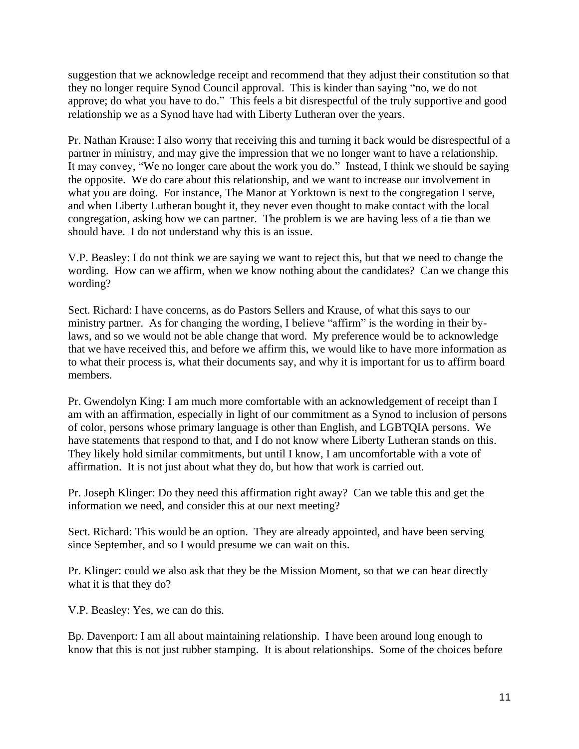suggestion that we acknowledge receipt and recommend that they adjust their constitution so that they no longer require Synod Council approval. This is kinder than saying "no, we do not approve; do what you have to do." This feels a bit disrespectful of the truly supportive and good relationship we as a Synod have had with Liberty Lutheran over the years.

Pr. Nathan Krause: I also worry that receiving this and turning it back would be disrespectful of a partner in ministry, and may give the impression that we no longer want to have a relationship. It may convey, "We no longer care about the work you do." Instead, I think we should be saying the opposite. We do care about this relationship, and we want to increase our involvement in what you are doing. For instance, The Manor at Yorktown is next to the congregation I serve, and when Liberty Lutheran bought it, they never even thought to make contact with the local congregation, asking how we can partner. The problem is we are having less of a tie than we should have. I do not understand why this is an issue.

V.P. Beasley: I do not think we are saying we want to reject this, but that we need to change the wording. How can we affirm, when we know nothing about the candidates? Can we change this wording?

Sect. Richard: I have concerns, as do Pastors Sellers and Krause, of what this says to our ministry partner. As for changing the wording, I believe "affirm" is the wording in their by-laws, and so we would not be able change that word. My preference would be to acknowledge that we have received this, and before we affirm this, we would like to have more information as to what their process is, what their documents say, and why it is important for us to affirm board members.

Pr. Gwendolyn King: I am much more comfortable with an acknowledgement of receipt than I am with an affirmation, especially in light of our commitment as a Synod to inclusion of persons of color, persons whose primary language is other than English, and LGBTQIA persons. We have statements that respond to that, and I do not know where Liberty Lutheran stands on this. They likely hold similar commitments, but until I know, I am uncomfortable with a vote of affirmation. It is not just about what they do, but how that work is carried out.

Pr. Joseph Klinger: Do they need this affirmation right away? Can we table this and get the information we need, and consider this at our next meeting?

Sect. Richard: This would be an option. They are already appointed, and have been serving since September, and so I would presume we can wait on this.

Pr. Klinger: could we also ask that they be the Mission Moment, so that we can hear directly what it is that they do?

V.P. Beasley: Yes, we can do this.

Bp. Davenport: I am all about maintaining relationship. I have been around long enough to know that this is not just rubber stamping. It is about relationships. Some of the choices before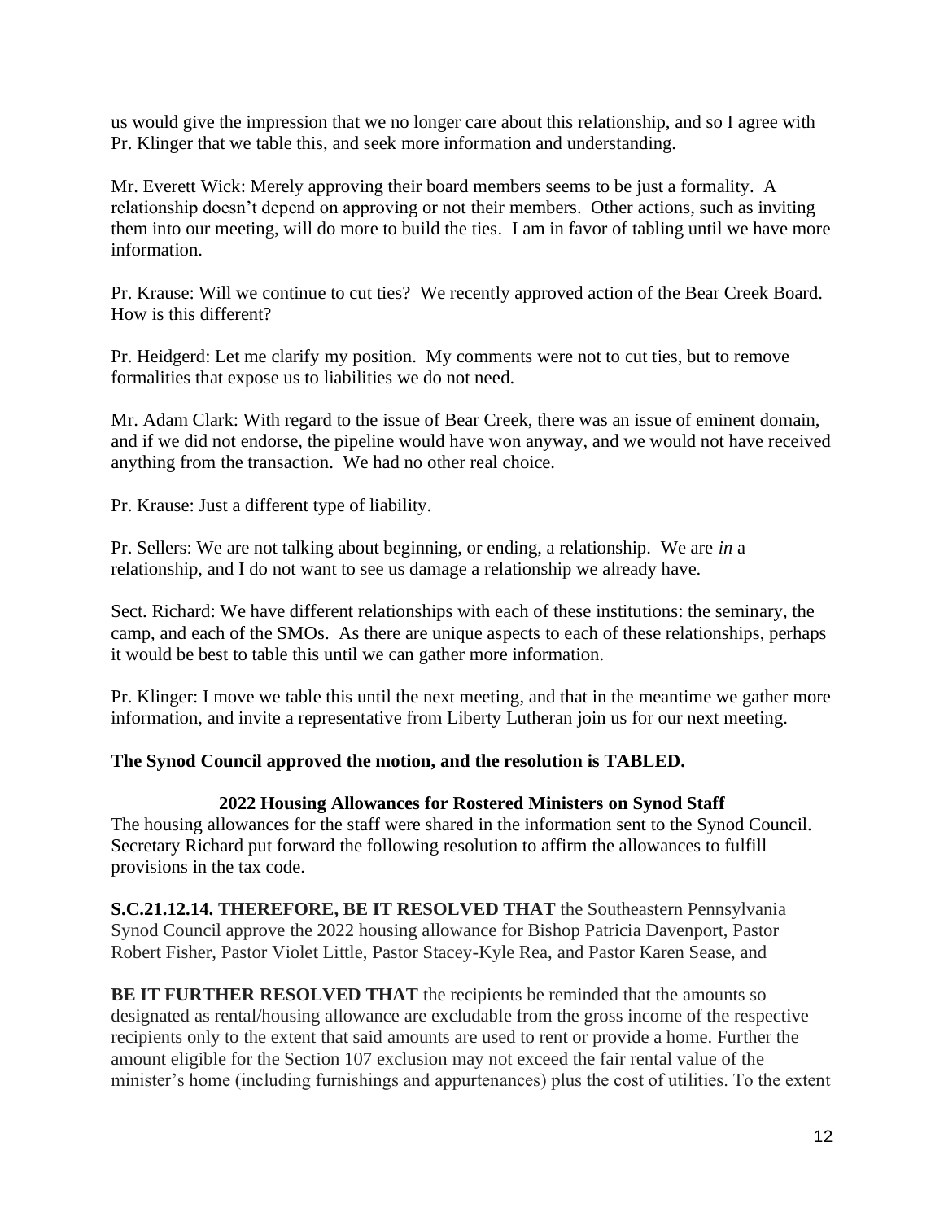us would give the impression that we no longer care about this relationship, and so I agree with Pr. Klinger that we table this, and seek more information and understanding.

Mr. Everett Wick: Merely approving their board members seems to be just a formality. A relationship doesn't depend on approving or not their members. Other actions, such as inviting them into our meeting, will do more to build the ties. I am in favor of tabling until we have more information.

Pr. Krause: Will we continue to cut ties? We recently approved action of the Bear Creek Board. How is this different?

Pr. Heidgerd: Let me clarify my position. My comments were not to cut ties, but to remove formalities that expose us to liabilities we do not need.

Mr. Adam Clark: With regard to the issue of Bear Creek, there was an issue of eminent domain, and if we did not endorse, the pipeline would have won anyway, and we would not have received anything from the transaction. We had no other real choice.

Pr. Krause: Just a different type of liability.

Pr. Sellers: We are not talking about beginning, or ending, a relationship. We are *in* a relationship, and I do not want to see us damage a relationship we already have.

Sect. Richard: We have different relationships with each of these institutions: the seminary, the camp, and each of the SMOs. As there are unique aspects to each of these relationships, perhaps it would be best to table this until we can gather more information.

Pr. Klinger: I move we table this until the next meeting, and that in the meantime we gather more information, and invite a representative from Liberty Lutheran join us for our next meeting.

**The Synod Council approved the motion, and the resolution is TABLED.**

### 2022 Housing Allowances for Rostered Ministers on Synod Staff

The housing allowances for the staff were shared in the information sent to the Synod Council. Secretary Richard put forward the following resolution to affirm the allowances to fulfill provisions in the tax code.

**S.C.21.12.14. THEREFORE, BE IT RESOLVED THAT** the Southeastern Pennsylvania Synod Council approve the 2022 housing allowance for Bishop Patricia Davenport, Pastor Robert Fisher, Pastor Violet Little, Pastor Stacey-Kyle Rea, and Pastor Karen Sease, and

**BE IT FURTHER RESOLVED THAT** the recipients be reminded that the amounts so designated as rental/housing allowance are excludable from the gross income of the respective recipients only to the extent that said amounts are used to rent or provide a home. Further the amount eligible for the Section 107 exclusion may not exceed the fair rental value of the minister's home (including furnishings and appurtenances) plus the cost of utilities. To the extent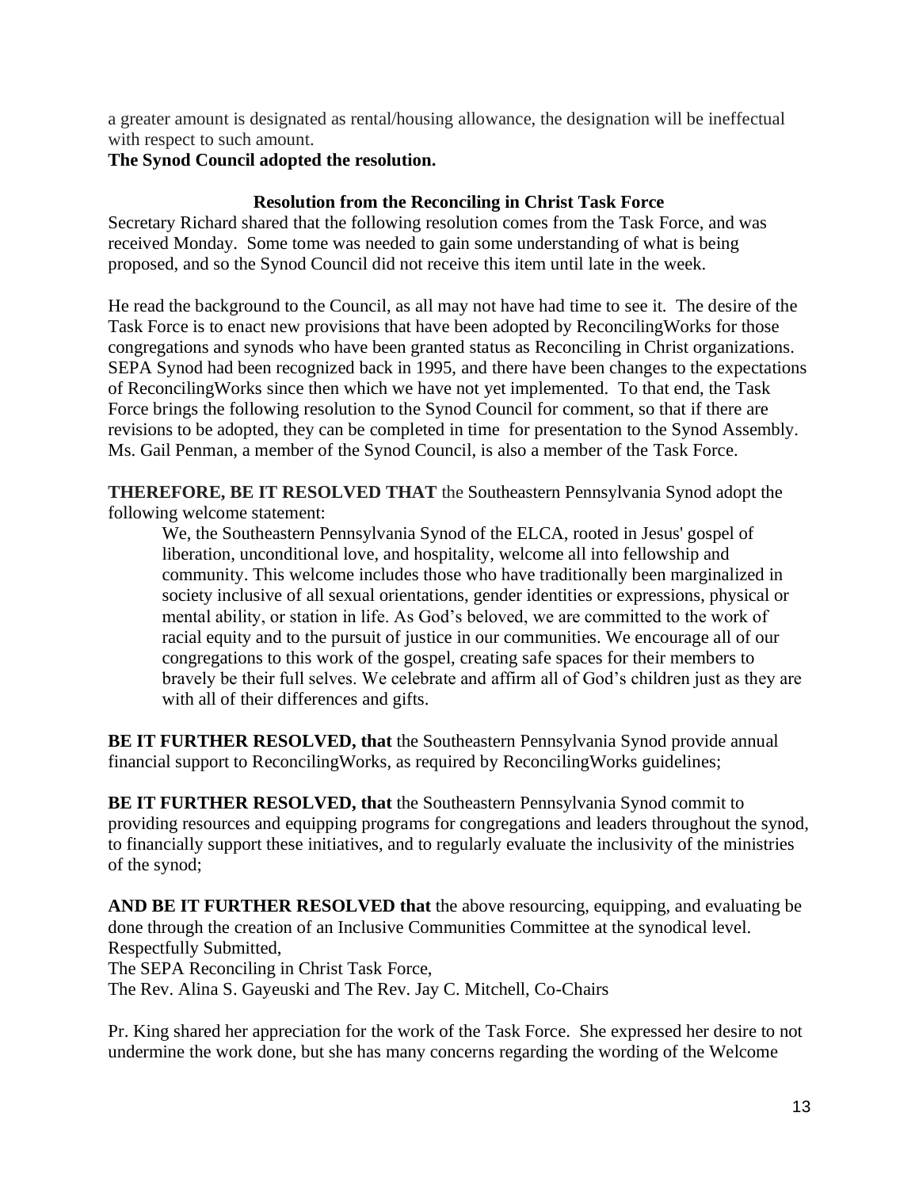a greater amount is designated as rental/housing allowance, the designation will be ineffectual with respect to such amount.

**The Synod Council adopted the resolution.**

### Resolution from the Reconciling in Christ Task Force

Secretary Richard shared that the following resolution comes from the Task Force, and was received Monday. Some tome was needed to gain some understanding of what is being proposed, and so the Synod Council did not receive this item until late in the week.

He read the background to the Council, as all may not have had time to see it. The desire of the Task Force is to enact new provisions that have been adopted by ReconcilingWorks for those congregations and synods who have been granted status as Reconciling in Christ organizations. SEPA Synod had been recognized back in 1995, and there have been changes to the expectations of ReconcilingWorks since then which we have not yet implemented. To that end, the Task Force brings the following resolution to the Synod Council for comment, so that if there are revisions to be adopted, they can be completed in time for presentation to the Synod Assembly. Ms. Gail Penman, a member of the Synod Council, is also a member of the Task Force.

**THEREFORE, BE IT RESOLVED THAT** the Southeastern Pennsylvania Synod adopt the following welcome statement:

> We, the Southeastern Pennsylvania Synod of the ELCA, rooted in Jesus' gospel of liberation, unconditional love, and hospitality, welcome all into fellowship and community. This welcome includes those who have traditionally been marginalized in society inclusive of all sexual orientations, gender identities or expressions, physical or mental ability, or station in life. As God's beloved, we are committed to the work of racial equity and to the pursuit of justice in our communities. We encourage all of our congregations to this work of the gospel, creating safe spaces for their members to bravely be their full selves. We celebrate and affirm all of God's children just as they are with all of their differences and gifts.

**BE IT FURTHER RESOLVED, that** the Southeastern Pennsylvania Synod provide annual financial support to ReconcilingWorks, as required by ReconcilingWorks guidelines;

**BE IT FURTHER RESOLVED, that** the Southeastern Pennsylvania Synod commit to providing resources and equipping programs for congregations and leaders throughout the synod, to financially support these initiatives, and to regularly evaluate the inclusivity of the ministries of the synod;

**AND BE IT FURTHER RESOLVED that** the above resourcing, equipping, and evaluating be done through the creation of an Inclusive Communities Committee at the synodical level.

Respectfully Submitted,
The SEPA Reconciling in Christ Task Force,
The Rev. Alina S. Gayeuski and The Rev. Jay C. Mitchell, Co-Chairs

Pr. King shared her appreciation for the work of the Task Force. She expressed her desire to not undermine the work done, but she has many concerns regarding the wording of the Welcome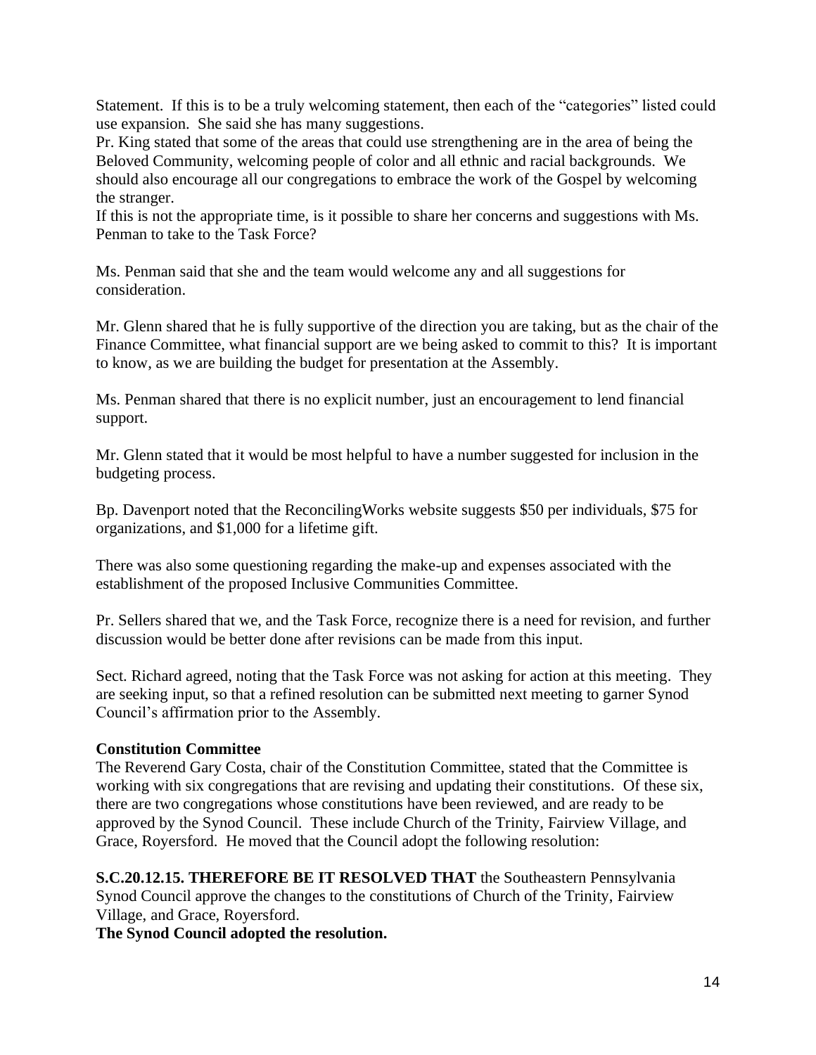Statement. If this is to be a truly welcoming statement, then each of the "categories" listed could use expansion. She said she has many suggestions.
Pr. King stated that some of the areas that could use strengthening are in the area of being the Beloved Community, welcoming people of color and all ethnic and racial backgrounds. We should also encourage all our congregations to embrace the work of the Gospel by welcoming the stranger.
If this is not the appropriate time, is it possible to share her concerns and suggestions with Ms. Penman to take to the Task Force?

Ms. Penman said that she and the team would welcome any and all suggestions for consideration.

Mr. Glenn shared that he is fully supportive of the direction you are taking, but as the chair of the Finance Committee, what financial support are we being asked to commit to this? It is important to know, as we are building the budget for presentation at the Assembly.

Ms. Penman shared that there is no explicit number, just an encouragement to lend financial support.

Mr. Glenn stated that it would be most helpful to have a number suggested for inclusion in the budgeting process.

Bp. Davenport noted that the ReconcilingWorks website suggests $50 per individuals, $75 for organizations, and $1,000 for a lifetime gift.

There was also some questioning regarding the make-up and expenses associated with the establishment of the proposed Inclusive Communities Committee.

Pr. Sellers shared that we, and the Task Force, recognize there is a need for revision, and further discussion would be better done after revisions can be made from this input.

Sect. Richard agreed, noting that the Task Force was not asking for action at this meeting. They are seeking input, so that a refined resolution can be submitted next meeting to garner Synod Council's affirmation prior to the Assembly.

**Constitution Committee**
The Reverend Gary Costa, chair of the Constitution Committee, stated that the Committee is working with six congregations that are revising and updating their constitutions. Of these six, there are two congregations whose constitutions have been reviewed, and are ready to be approved by the Synod Council. These include Church of the Trinity, Fairview Village, and Grace, Royersford. He moved that the Council adopt the following resolution:

**S.C.20.12.15. THEREFORE BE IT RESOLVED THAT** the Southeastern Pennsylvania Synod Council approve the changes to the constitutions of Church of the Trinity, Fairview Village, and Grace, Royersford.
**The Synod Council adopted the resolution.**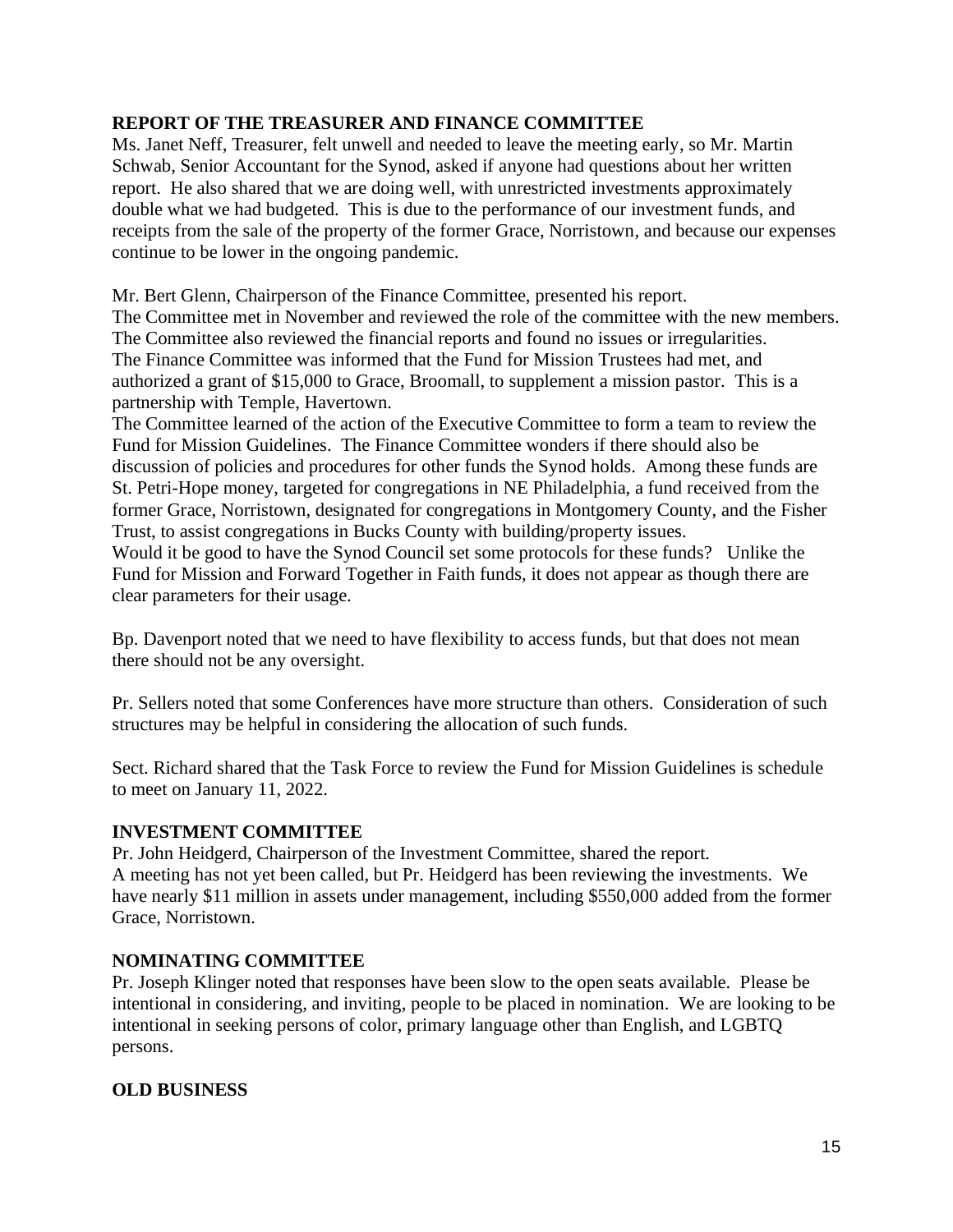## REPORT OF THE TREASURER AND FINANCE COMMITTEE

Ms. Janet Neff, Treasurer, felt unwell and needed to leave the meeting early, so Mr. Martin Schwab, Senior Accountant for the Synod, asked if anyone had questions about her written report. He also shared that we are doing well, with unrestricted investments approximately double what we had budgeted. This is due to the performance of our investment funds, and receipts from the sale of the property of the former Grace, Norristown, and because our expenses continue to be lower in the ongoing pandemic.

Mr. Bert Glenn, Chairperson of the Finance Committee, presented his report.
The Committee met in November and reviewed the role of the committee with the new members. The Committee also reviewed the financial reports and found no issues or irregularities. The Finance Committee was informed that the Fund for Mission Trustees had met, and authorized a grant of $15,000 to Grace, Broomall, to supplement a mission pastor. This is a partnership with Temple, Havertown.
The Committee learned of the action of the Executive Committee to form a team to review the Fund for Mission Guidelines. The Finance Committee wonders if there should also be discussion of policies and procedures for other funds the Synod holds. Among these funds are St. Petri-Hope money, targeted for congregations in NE Philadelphia, a fund received from the former Grace, Norristown, designated for congregations in Montgomery County, and the Fisher Trust, to assist congregations in Bucks County with building/property issues.
Would it be good to have the Synod Council set some protocols for these funds? Unlike the Fund for Mission and Forward Together in Faith funds, it does not appear as though there are clear parameters for their usage.

Bp. Davenport noted that we need to have flexibility to access funds, but that does not mean there should not be any oversight.

Pr. Sellers noted that some Conferences have more structure than others. Consideration of such structures may be helpful in considering the allocation of such funds.

Sect. Richard shared that the Task Force to review the Fund for Mission Guidelines is schedule to meet on January 11, 2022.

## INVESTMENT COMMITTEE

Pr. John Heidgerd, Chairperson of the Investment Committee, shared the report.
A meeting has not yet been called, but Pr. Heidgerd has been reviewing the investments. We have nearly $11 million in assets under management, including $550,000 added from the former Grace, Norristown.

## NOMINATING COMMITTEE

Pr. Joseph Klinger noted that responses have been slow to the open seats available. Please be intentional in considering, and inviting, people to be placed in nomination. We are looking to be intentional in seeking persons of color, primary language other than English, and LGBTQ persons.

## OLD BUSINESS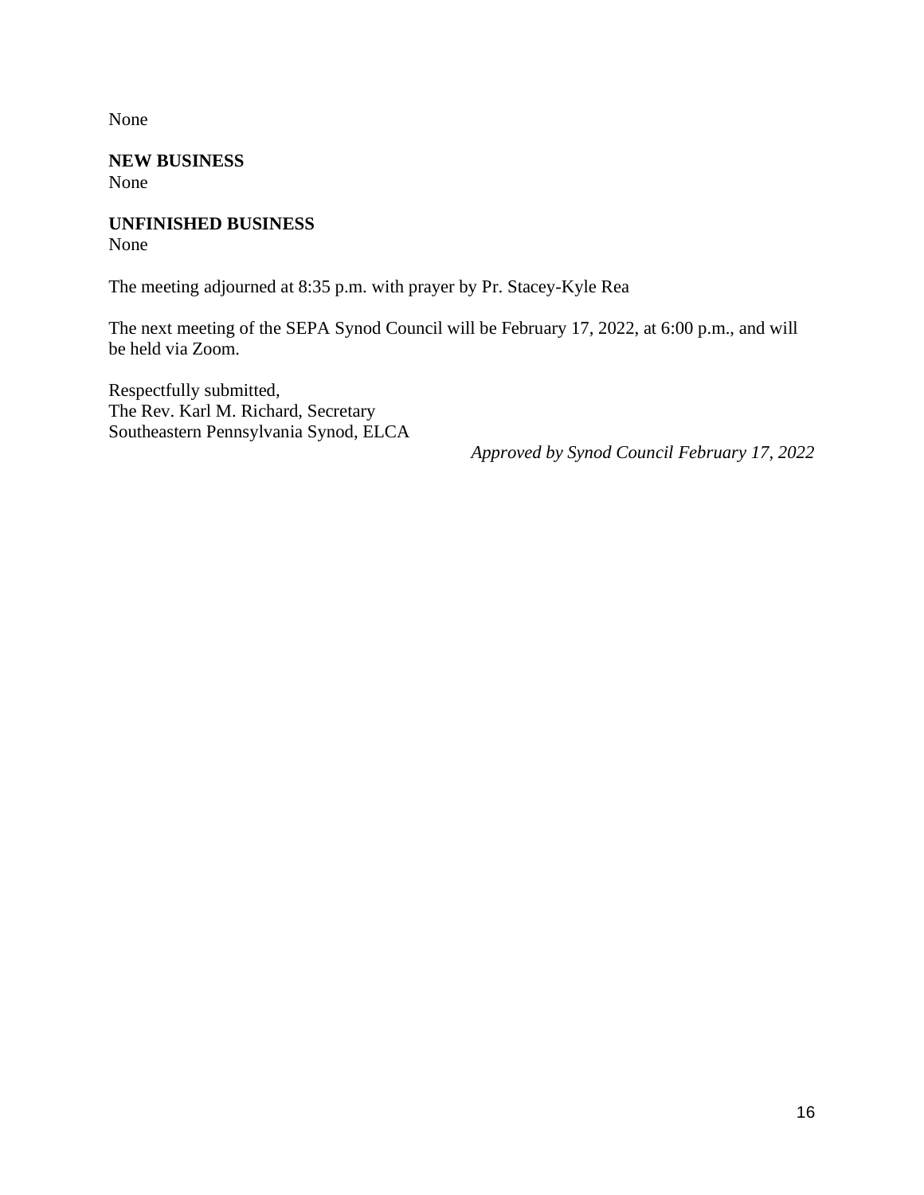None

**NEW BUSINESS**
None

**UNFINISHED BUSINESS**
None

The meeting adjourned at 8:35 p.m. with prayer by Pr. Stacey-Kyle Rea

The next meeting of the SEPA Synod Council will be February 17, 2022, at 6:00 p.m., and will be held via Zoom.

Respectfully submitted,
The Rev. Karl M. Richard, Secretary
Southeastern Pennsylvania Synod, ELCA

*Approved by Synod Council February 17, 2022*